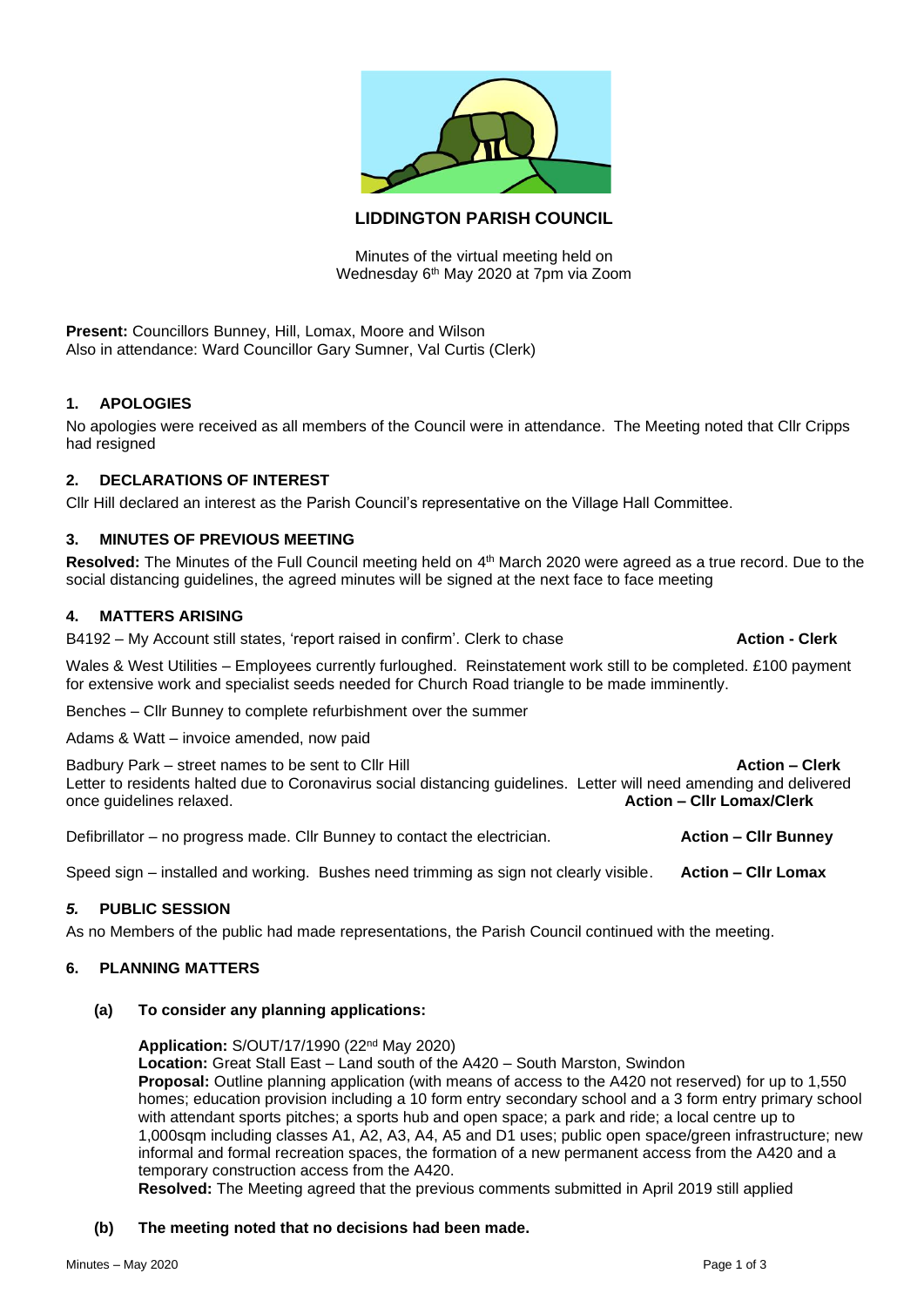# LIDDINGTON PARISH COUNCIL

Minutes of the virtual meeting held on
Wednesday 6th May 2020 at 7pm via Zoom

**Present:** Councillors Bunney, Hill, Lomax, Moore and Wilson
Also in attendance: Ward Councillor Gary Sumner, Val Curtis (Clerk)

## 1. APOLOGIES

No apologies were received as all members of the Council were in attendance. The Meeting noted that Cllr Cripps had resigned

## 2. DECLARATIONS OF INTEREST

Cllr Hill declared an interest as the Parish Council's representative on the Village Hall Committee.

## 3. MINUTES OF PREVIOUS MEETING

**Resolved:** The Minutes of the Full Council meeting held on 4th March 2020 were agreed as a true record. Due to the social distancing guidelines, the agreed minutes will be signed at the next face to face meeting

## 4. MATTERS ARISING

B4192 – My Account still states, 'report raised in confirm'. Clerk to chase **Action - Clerk**

Wales & West Utilities – Employees currently furloughed. Reinstatement work still to be completed. £100 payment for extensive work and specialist seeds needed for Church Road triangle to be made imminently.

Benches – Cllr Bunney to complete refurbishment over the summer

Adams & Watt – invoice amended, now paid

Badbury Park – street names to be sent to Cllr Hill **Action – Clerk**
Letter to residents halted due to Coronavirus social distancing guidelines. Letter will need amending and delivered once guidelines relaxed. **Action – Cllr Lomax/Clerk**

Defibrillator – no progress made. Cllr Bunney to contact the electrician. **Action – Cllr Bunney**

Speed sign – installed and working. Bushes need trimming as sign not clearly visible. **Action – Cllr Lomax**

## *5.* PUBLIC SESSION

As no Members of the public had made representations, the Parish Council continued with the meeting.

## 6. PLANNING MATTERS

**(a) To consider any planning applications:**

**Application:** S/OUT/17/1990 (22nd May 2020)
**Location:** Great Stall East – Land south of the A420 – South Marston, Swindon
**Proposal:** Outline planning application (with means of access to the A420 not reserved) for up to 1,550 homes; education provision including a 10 form entry secondary school and a 3 form entry primary school with attendant sports pitches; a sports hub and open space; a park and ride; a local centre up to 1,000sqm including classes A1, A2, A3, A4, A5 and D1 uses; public open space/green infrastructure; new informal and formal recreation spaces, the formation of a new permanent access from the A420 and a temporary construction access from the A420.
**Resolved:** The Meeting agreed that the previous comments submitted in April 2019 still applied

**(b) The meeting noted that no decisions had been made.**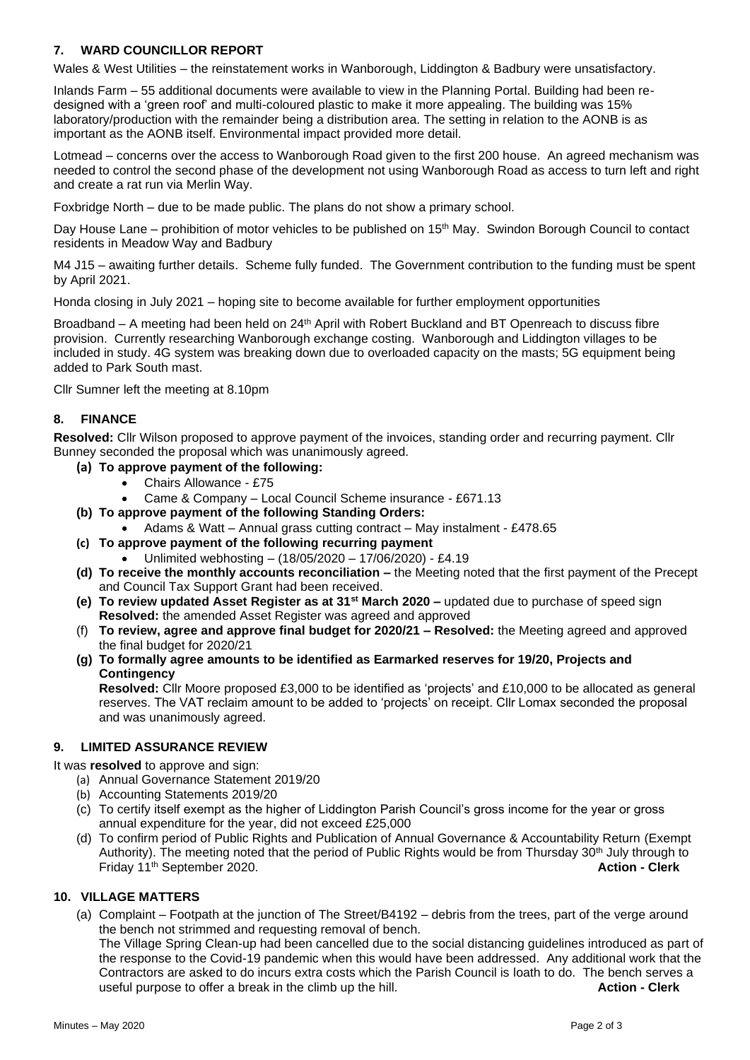## 7. WARD COUNCILLOR REPORT

Wales & West Utilities – the reinstatement works in Wanborough, Liddington & Badbury were unsatisfactory.

Inlands Farm – 55 additional documents were available to view in the Planning Portal. Building had been re-designed with a 'green roof' and multi-coloured plastic to make it more appealing. The building was 15% laboratory/production with the remainder being a distribution area. The setting in relation to the AONB is as important as the AONB itself. Environmental impact provided more detail.

Lotmead – concerns over the access to Wanborough Road given to the first 200 house. An agreed mechanism was needed to control the second phase of the development not using Wanborough Road as access to turn left and right and create a rat run via Merlin Way.

Foxbridge North – due to be made public. The plans do not show a primary school.

Day House Lane – prohibition of motor vehicles to be published on 15th May. Swindon Borough Council to contact residents in Meadow Way and Badbury

M4 J15 – awaiting further details. Scheme fully funded. The Government contribution to the funding must be spent by April 2021.

Honda closing in July 2021 – hoping site to become available for further employment opportunities

Broadband – A meeting had been held on 24th April with Robert Buckland and BT Openreach to discuss fibre provision. Currently researching Wanborough exchange costing. Wanborough and Liddington villages to be included in study. 4G system was breaking down due to overloaded capacity on the masts; 5G equipment being added to Park South mast.

Cllr Sumner left the meeting at 8.10pm

## 8. FINANCE

**Resolved:** Cllr Wilson proposed to approve payment of the invoices, standing order and recurring payment. Cllr Bunney seconded the proposal which was unanimously agreed.

**(a) To approve payment of the following:**
- Chairs Allowance - £75
- Came & Company – Local Council Scheme insurance - £671.13

**(b) To approve payment of the following Standing Orders:**
- Adams & Watt – Annual grass cutting contract – May instalment - £478.65

**(c) To approve payment of the following recurring payment**
- Unlimited webhosting – (18/05/2020 – 17/06/2020) - £4.19

**(d) To receive the monthly accounts reconciliation –** the Meeting noted that the first payment of the Precept and Council Tax Support Grant had been received.

**(e) To review updated Asset Register as at 31st March 2020 –** updated due to purchase of speed sign
**Resolved:** the amended Asset Register was agreed and approved

(f) **To review, agree and approve final budget for 2020/21 – Resolved:** the Meeting agreed and approved the final budget for 2020/21

**(g) To formally agree amounts to be identified as Earmarked reserves for 19/20, Projects and Contingency**
**Resolved:** Cllr Moore proposed £3,000 to be identified as 'projects' and £10,000 to be allocated as general reserves. The VAT reclaim amount to be added to 'projects' on receipt. Cllr Lomax seconded the proposal and was unanimously agreed.

## 9. LIMITED ASSURANCE REVIEW

It was **resolved** to approve and sign:

(a) Annual Governance Statement 2019/20
(b) Accounting Statements 2019/20
(c) To certify itself exempt as the higher of Liddington Parish Council's gross income for the year or gross annual expenditure for the year, did not exceed £25,000
(d) To confirm period of Public Rights and Publication of Annual Governance & Accountability Return (Exempt Authority). The meeting noted that the period of Public Rights would be from Thursday 30th July through to Friday 11th September 2020. **Action - Clerk**

## 10. VILLAGE MATTERS

(a) Complaint – Footpath at the junction of The Street/B4192 – debris from the trees, part of the verge around the bench not strimmed and requesting removal of bench.
The Village Spring Clean-up had been cancelled due to the social distancing guidelines introduced as part of the response to the Covid-19 pandemic when this would have been addressed. Any additional work that the Contractors are asked to do incurs extra costs which the Parish Council is loath to do. The bench serves a useful purpose to offer a break in the climb up the hill. **Action - Clerk**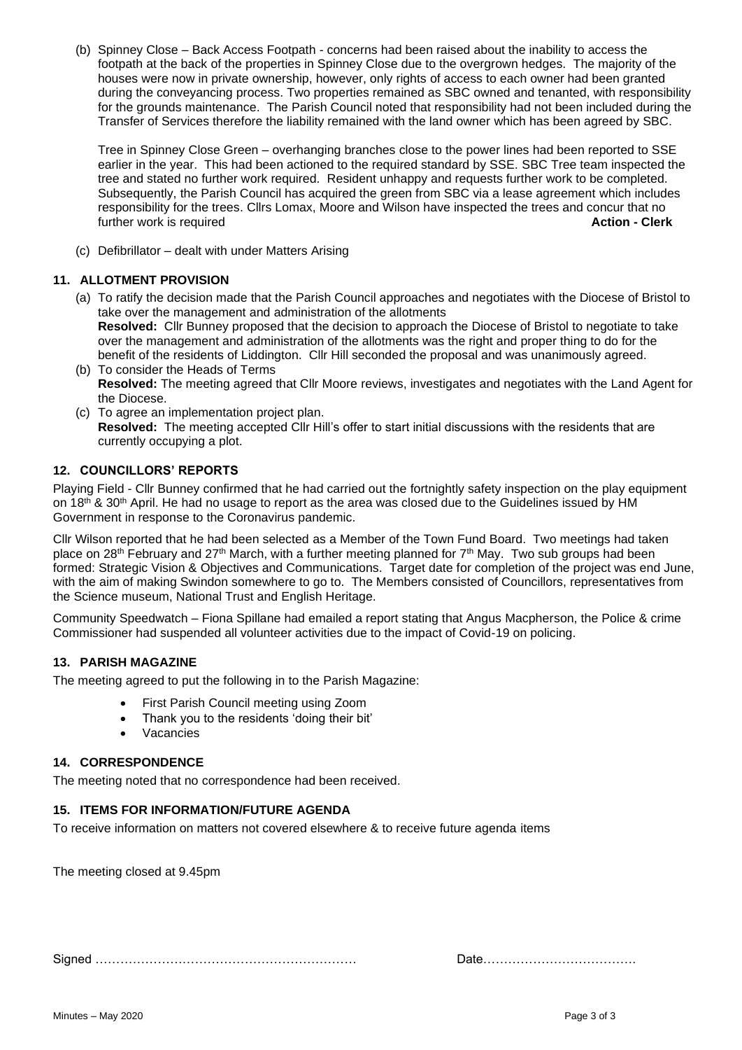(b) Spinney Close – Back Access Footpath - concerns had been raised about the inability to access the footpath at the back of the properties in Spinney Close due to the overgrown hedges. The majority of the houses were now in private ownership, however, only rights of access to each owner had been granted during the conveyancing process. Two properties remained as SBC owned and tenanted, with responsibility for the grounds maintenance. The Parish Council noted that responsibility had not been included during the Transfer of Services therefore the liability remained with the land owner which has been agreed by SBC.

Tree in Spinney Close Green – overhanging branches close to the power lines had been reported to SSE earlier in the year. This had been actioned to the required standard by SSE. SBC Tree team inspected the tree and stated no further work required. Resident unhappy and requests further work to be completed. Subsequently, the Parish Council has acquired the green from SBC via a lease agreement which includes responsibility for the trees. Cllrs Lomax, Moore and Wilson have inspected the trees and concur that no further work is required **Action - Clerk**

(c) Defibrillator – dealt with under Matters Arising

### 11. ALLOTMENT PROVISION

(a) To ratify the decision made that the Parish Council approaches and negotiates with the Diocese of Bristol to take over the management and administration of the allotments
**Resolved:** Cllr Bunney proposed that the decision to approach the Diocese of Bristol to negotiate to take over the management and administration of the allotments was the right and proper thing to do for the benefit of the residents of Liddington. Cllr Hill seconded the proposal and was unanimously agreed.

(b) To consider the Heads of Terms
**Resolved:** The meeting agreed that Cllr Moore reviews, investigates and negotiates with the Land Agent for the Diocese.

(c) To agree an implementation project plan.
**Resolved:** The meeting accepted Cllr Hill's offer to start initial discussions with the residents that are currently occupying a plot.

### 12. COUNCILLORS' REPORTS

Playing Field - Cllr Bunney confirmed that he had carried out the fortnightly safety inspection on the play equipment on 18th & 30th April. He had no usage to report as the area was closed due to the Guidelines issued by HM Government in response to the Coronavirus pandemic.

Cllr Wilson reported that he had been selected as a Member of the Town Fund Board. Two meetings had taken place on 28th February and 27th March, with a further meeting planned for 7th May. Two sub groups had been formed: Strategic Vision & Objectives and Communications. Target date for completion of the project was end June, with the aim of making Swindon somewhere to go to. The Members consisted of Councillors, representatives from the Science museum, National Trust and English Heritage.

Community Speedwatch – Fiona Spillane had emailed a report stating that Angus Macpherson, the Police & crime Commissioner had suspended all volunteer activities due to the impact of Covid-19 on policing.

### 13. PARISH MAGAZINE

The meeting agreed to put the following in to the Parish Magazine:

- First Parish Council meeting using Zoom
- Thank you to the residents 'doing their bit'
- Vacancies

### 14. CORRESPONDENCE

The meeting noted that no correspondence had been received.

### 15. ITEMS FOR INFORMATION/FUTURE AGENDA

To receive information on matters not covered elsewhere & to receive future agenda items

The meeting closed at 9.45pm

Signed ……………………………………………………… Date………………………………